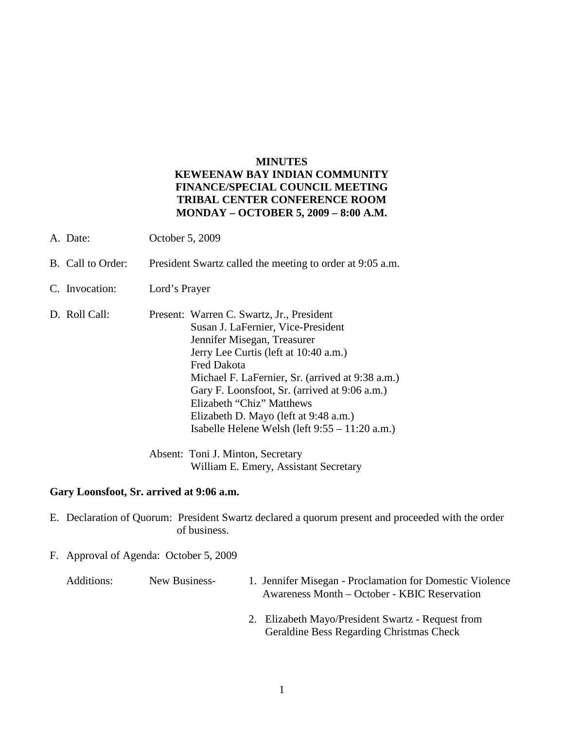**MINUTES**
**KEWEENAW BAY INDIAN COMMUNITY**
**FINANCE/SPECIAL COUNCIL MEETING**
**TRIBAL CENTER CONFERENCE ROOM**
**MONDAY – OCTOBER 5, 2009 – 8:00 A.M.**

A. Date: October 5, 2009

B. Call to Order: President Swartz called the meeting to order at 9:05 a.m.

C. Invocation: Lord's Prayer

D. Roll Call: Present: Warren C. Swartz, Jr., President
Susan J. LaFernier, Vice-President
Jennifer Misegan, Treasurer
Jerry Lee Curtis (left at 10:40 a.m.)
Fred Dakota
Michael F. LaFernier, Sr. (arrived at 9:38 a.m.)
Gary F. Loonsfoot, Sr. (arrived at 9:06 a.m.)
Elizabeth "Chiz" Matthews
Elizabeth D. Mayo (left at 9:48 a.m.)
Isabelle Helene Welsh (left 9:55 – 11:20 a.m.)

Absent: Toni J. Minton, Secretary
William E. Emery, Assistant Secretary

**Gary Loonsfoot, Sr. arrived at 9:06 a.m.**

E. Declaration of Quorum: President Swartz declared a quorum present and proceeded with the order of business.

F. Approval of Agenda: October 5, 2009

Additions: New Business-

1. Jennifer Misegan - Proclamation for Domestic Violence Awareness Month – October - KBIC Reservation
2. Elizabeth Mayo/President Swartz - Request from Geraldine Bess Regarding Christmas Check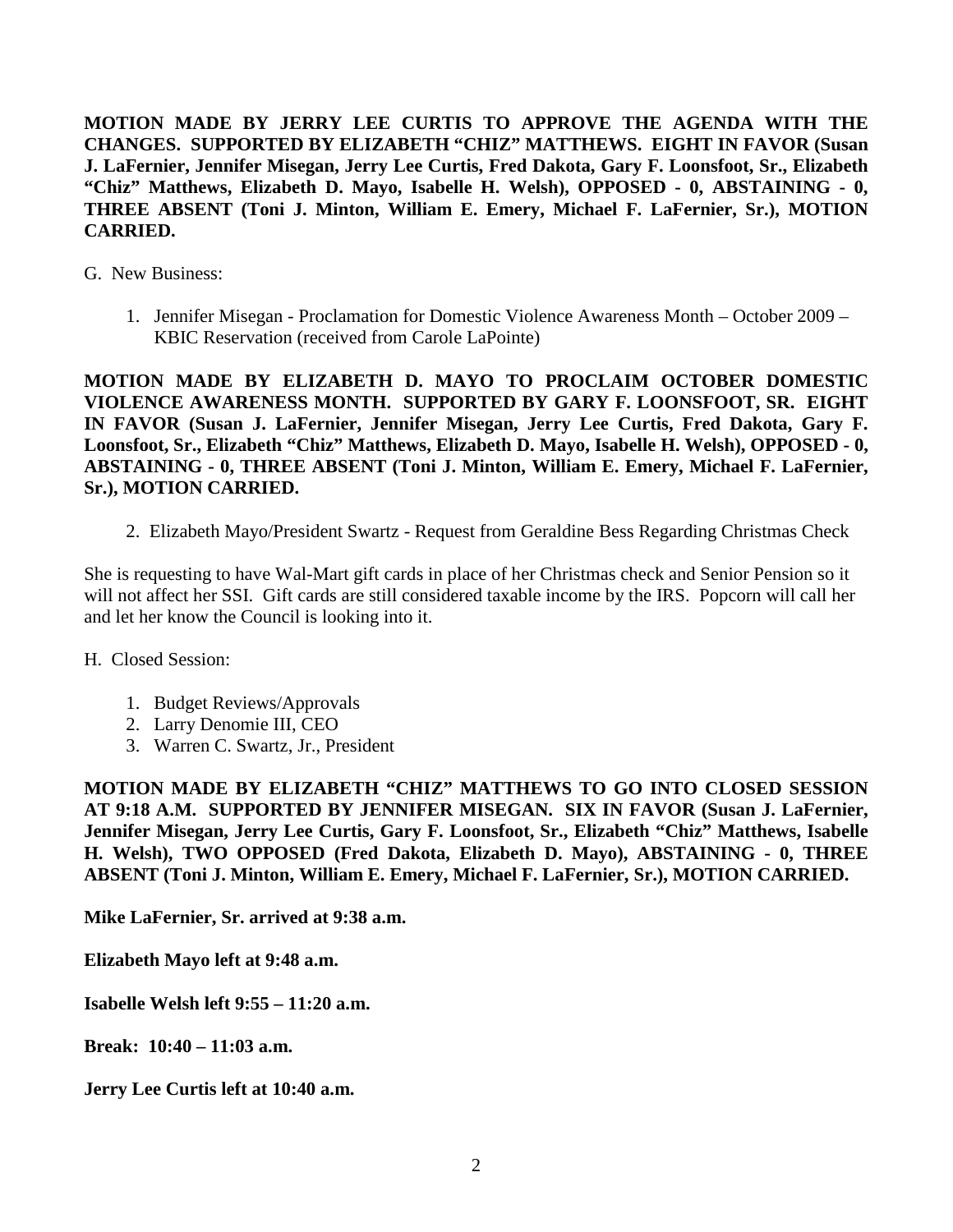**MOTION MADE BY JERRY LEE CURTIS TO APPROVE THE AGENDA WITH THE CHANGES. SUPPORTED BY ELIZABETH "CHIZ" MATTHEWS. EIGHT IN FAVOR (Susan J. LaFernier, Jennifer Misegan, Jerry Lee Curtis, Fred Dakota, Gary F. Loonsfoot, Sr., Elizabeth "Chiz" Matthews, Elizabeth D. Mayo, Isabelle H. Welsh), OPPOSED - 0, ABSTAINING - 0, THREE ABSENT (Toni J. Minton, William E. Emery, Michael F. LaFernier, Sr.), MOTION CARRIED.**

G. New Business:

1. Jennifer Misegan - Proclamation for Domestic Violence Awareness Month – October 2009 – KBIC Reservation (received from Carole LaPointe)

**MOTION MADE BY ELIZABETH D. MAYO TO PROCLAIM OCTOBER DOMESTIC VIOLENCE AWARENESS MONTH. SUPPORTED BY GARY F. LOONSFOOT, SR. EIGHT IN FAVOR (Susan J. LaFernier, Jennifer Misegan, Jerry Lee Curtis, Fred Dakota, Gary F. Loonsfoot, Sr., Elizabeth "Chiz" Matthews, Elizabeth D. Mayo, Isabelle H. Welsh), OPPOSED - 0, ABSTAINING - 0, THREE ABSENT (Toni J. Minton, William E. Emery, Michael F. LaFernier, Sr.), MOTION CARRIED.**

2. Elizabeth Mayo/President Swartz - Request from Geraldine Bess Regarding Christmas Check

She is requesting to have Wal-Mart gift cards in place of her Christmas check and Senior Pension so it will not affect her SSI. Gift cards are still considered taxable income by the IRS. Popcorn will call her and let her know the Council is looking into it.

H. Closed Session:

1. Budget Reviews/Approvals
2. Larry Denomie III, CEO
3. Warren C. Swartz, Jr., President

**MOTION MADE BY ELIZABETH "CHIZ" MATTHEWS TO GO INTO CLOSED SESSION AT 9:18 A.M. SUPPORTED BY JENNIFER MISEGAN. SIX IN FAVOR (Susan J. LaFernier, Jennifer Misegan, Jerry Lee Curtis, Gary F. Loonsfoot, Sr., Elizabeth "Chiz" Matthews, Isabelle H. Welsh), TWO OPPOSED (Fred Dakota, Elizabeth D. Mayo), ABSTAINING - 0, THREE ABSENT (Toni J. Minton, William E. Emery, Michael F. LaFernier, Sr.), MOTION CARRIED.**

**Mike LaFernier, Sr. arrived at 9:38 a.m.**

**Elizabeth Mayo left at 9:48 a.m.**

**Isabelle Welsh left 9:55 – 11:20 a.m.**

**Break: 10:40 – 11:03 a.m.**

**Jerry Lee Curtis left at 10:40 a.m.**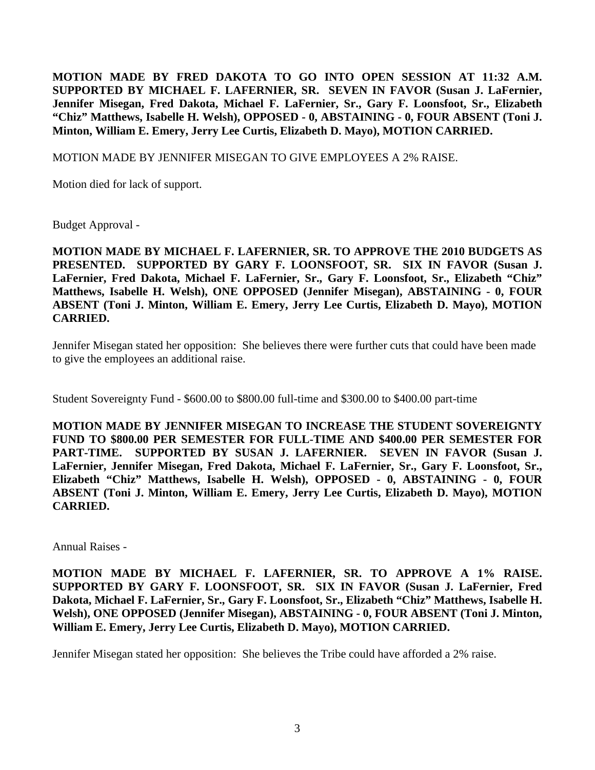**MOTION MADE BY FRED DAKOTA TO GO INTO OPEN SESSION AT 11:32 A.M. SUPPORTED BY MICHAEL F. LAFERNIER, SR. SEVEN IN FAVOR (Susan J. LaFernier, Jennifer Misegan, Fred Dakota, Michael F. LaFernier, Sr., Gary F. Loonsfoot, Sr., Elizabeth "Chiz" Matthews, Isabelle H. Welsh), OPPOSED - 0, ABSTAINING - 0, FOUR ABSENT (Toni J. Minton, William E. Emery, Jerry Lee Curtis, Elizabeth D. Mayo), MOTION CARRIED.**

MOTION MADE BY JENNIFER MISEGAN TO GIVE EMPLOYEES A 2% RAISE.

Motion died for lack of support.

Budget Approval -

**MOTION MADE BY MICHAEL F. LAFERNIER, SR. TO APPROVE THE 2010 BUDGETS AS PRESENTED. SUPPORTED BY GARY F. LOONSFOOT, SR. SIX IN FAVOR (Susan J. LaFernier, Fred Dakota, Michael F. LaFernier, Sr., Gary F. Loonsfoot, Sr., Elizabeth "Chiz" Matthews, Isabelle H. Welsh), ONE OPPOSED (Jennifer Misegan), ABSTAINING - 0, FOUR ABSENT (Toni J. Minton, William E. Emery, Jerry Lee Curtis, Elizabeth D. Mayo), MOTION CARRIED.**

Jennifer Misegan stated her opposition: She believes there were further cuts that could have been made to give the employees an additional raise.

Student Sovereignty Fund - $600.00 to $800.00 full-time and $300.00 to $400.00 part-time

**MOTION MADE BY JENNIFER MISEGAN TO INCREASE THE STUDENT SOVEREIGNTY FUND TO $800.00 PER SEMESTER FOR FULL-TIME AND $400.00 PER SEMESTER FOR PART-TIME. SUPPORTED BY SUSAN J. LAFERNIER. SEVEN IN FAVOR (Susan J. LaFernier, Jennifer Misegan, Fred Dakota, Michael F. LaFernier, Sr., Gary F. Loonsfoot, Sr., Elizabeth "Chiz" Matthews, Isabelle H. Welsh), OPPOSED - 0, ABSTAINING - 0, FOUR ABSENT (Toni J. Minton, William E. Emery, Jerry Lee Curtis, Elizabeth D. Mayo), MOTION CARRIED.**

Annual Raises -

**MOTION MADE BY MICHAEL F. LAFERNIER, SR. TO APPROVE A 1% RAISE. SUPPORTED BY GARY F. LOONSFOOT, SR. SIX IN FAVOR (Susan J. LaFernier, Fred Dakota, Michael F. LaFernier, Sr., Gary F. Loonsfoot, Sr., Elizabeth "Chiz" Matthews, Isabelle H. Welsh), ONE OPPOSED (Jennifer Misegan), ABSTAINING - 0, FOUR ABSENT (Toni J. Minton, William E. Emery, Jerry Lee Curtis, Elizabeth D. Mayo), MOTION CARRIED.**

Jennifer Misegan stated her opposition: She believes the Tribe could have afforded a 2% raise.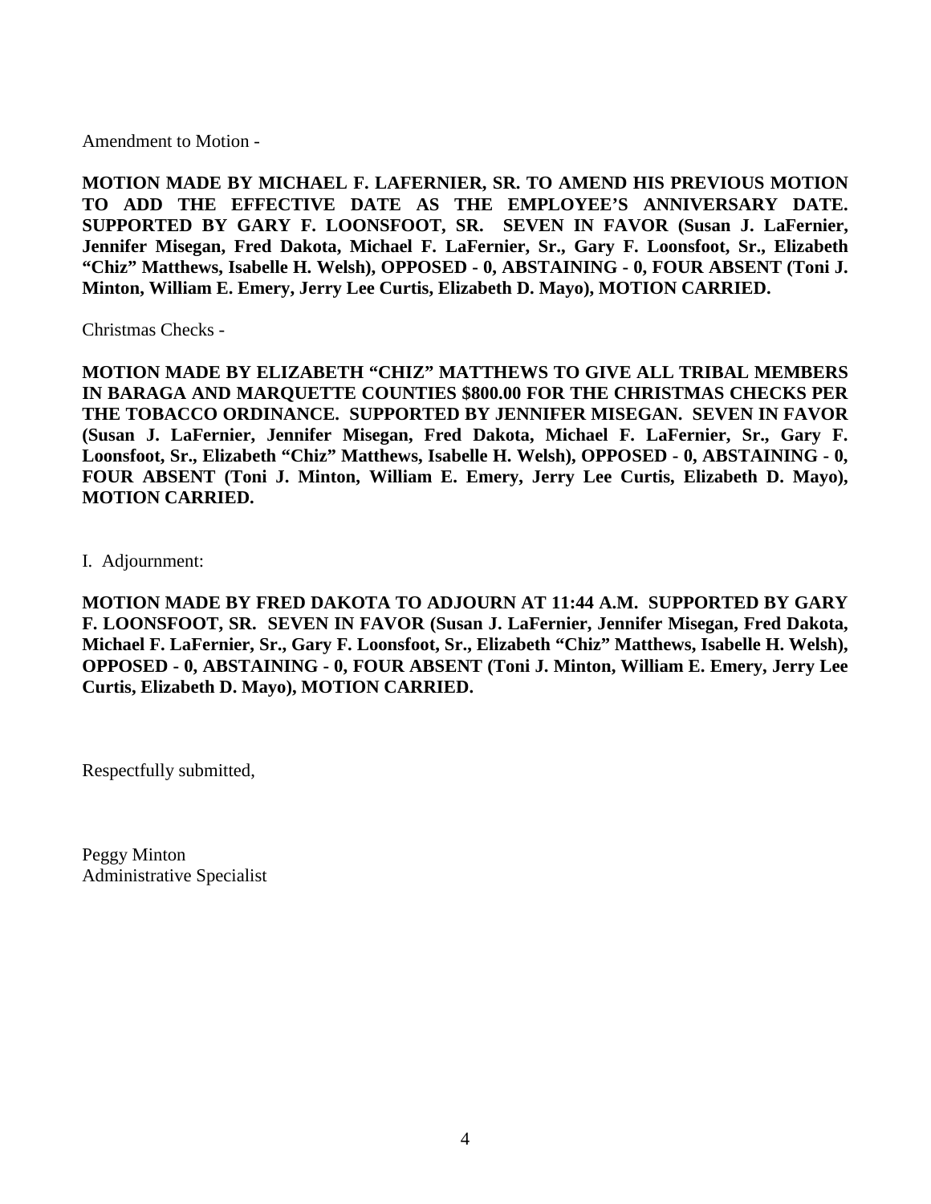Amendment to Motion -

**MOTION MADE BY MICHAEL F. LAFERNIER, SR. TO AMEND HIS PREVIOUS MOTION TO ADD THE EFFECTIVE DATE AS THE EMPLOYEE'S ANNIVERSARY DATE. SUPPORTED BY GARY F. LOONSFOOT, SR. SEVEN IN FAVOR (Susan J. LaFernier, Jennifer Misegan, Fred Dakota, Michael F. LaFernier, Sr., Gary F. Loonsfoot, Sr., Elizabeth "Chiz" Matthews, Isabelle H. Welsh), OPPOSED - 0, ABSTAINING - 0, FOUR ABSENT (Toni J. Minton, William E. Emery, Jerry Lee Curtis, Elizabeth D. Mayo), MOTION CARRIED.**

Christmas Checks -

**MOTION MADE BY ELIZABETH "CHIZ" MATTHEWS TO GIVE ALL TRIBAL MEMBERS IN BARAGA AND MARQUETTE COUNTIES $800.00 FOR THE CHRISTMAS CHECKS PER THE TOBACCO ORDINANCE. SUPPORTED BY JENNIFER MISEGAN. SEVEN IN FAVOR (Susan J. LaFernier, Jennifer Misegan, Fred Dakota, Michael F. LaFernier, Sr., Gary F. Loonsfoot, Sr., Elizabeth "Chiz" Matthews, Isabelle H. Welsh), OPPOSED - 0, ABSTAINING - 0, FOUR ABSENT (Toni J. Minton, William E. Emery, Jerry Lee Curtis, Elizabeth D. Mayo), MOTION CARRIED.**

I. Adjournment:

**MOTION MADE BY FRED DAKOTA TO ADJOURN AT 11:44 A.M. SUPPORTED BY GARY F. LOONSFOOT, SR. SEVEN IN FAVOR (Susan J. LaFernier, Jennifer Misegan, Fred Dakota, Michael F. LaFernier, Sr., Gary F. Loonsfoot, Sr., Elizabeth "Chiz" Matthews, Isabelle H. Welsh), OPPOSED - 0, ABSTAINING - 0, FOUR ABSENT (Toni J. Minton, William E. Emery, Jerry Lee Curtis, Elizabeth D. Mayo), MOTION CARRIED.**

Respectfully submitted,

Peggy Minton
Administrative Specialist